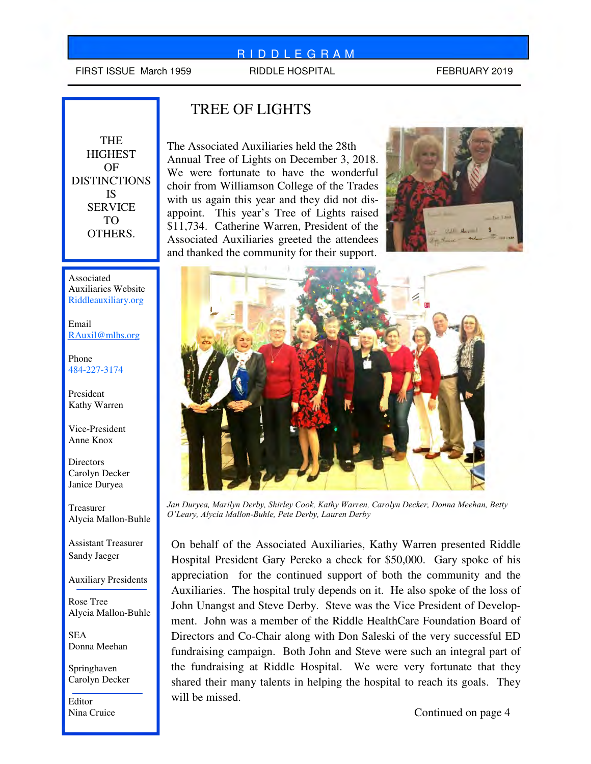# RIDDLEGRAM

FIRST ISSUE March 1959 | RIDDLE HOSPITAL | FEBRUARY 2019

THE HIGHEST OF DISTINCTIONS IS SERVICE TO OTHERS.

Associated Auxiliaries Website
Riddleauxiliary.org

Email
RAuxil@mlhs.org

Phone
484-227-3174

President
Kathy Warren

Vice-President
Anne Knox

Directors
Carolyn Decker
Janice Duryea

Treasurer
Alycia Mallon-Buhle

Assistant Treasurer
Sandy Jaeger

Auxiliary Presidents

Rose Tree
Alycia Mallon-Buhle

SEA
Donna Meehan

Springhaven
Carolyn Decker

Editor
Nina Cruice

## TREE OF LIGHTS

The Associated Auxiliaries held the 28th Annual Tree of Lights on December 3, 2018. We were fortunate to have the wonderful choir from Williamson College of the Trades with us again this year and they did not disappoint. This year's Tree of Lights raised $11,734. Catherine Warren, President of the Associated Auxiliaries greeted the attendees and thanked the community for their support.

*Jan Duryea, Marilyn Derby, Shirley Cook, Kathy Warren, Carolyn Decker, Donna Meehan, Betty O'Leary, Alycia Mallon-Buhle, Pete Derby, Lauren Derby*

On behalf of the Associated Auxiliaries, Kathy Warren presented Riddle Hospital President Gary Pereko a check for $50,000. Gary spoke of his appreciation for the continued support of both the community and the Auxiliaries. The hospital truly depends on it. He also spoke of the loss of John Unangst and Steve Derby. Steve was the Vice President of Development. John was a member of the Riddle HealthCare Foundation Board of Directors and Co-Chair along with Don Saleski of the very successful ED fundraising campaign. Both John and Steve were such an integral part of the fundraising at Riddle Hospital. We were very fortunate that they shared their many talents in helping the hospital to reach its goals. They will be missed.

Continued on page 4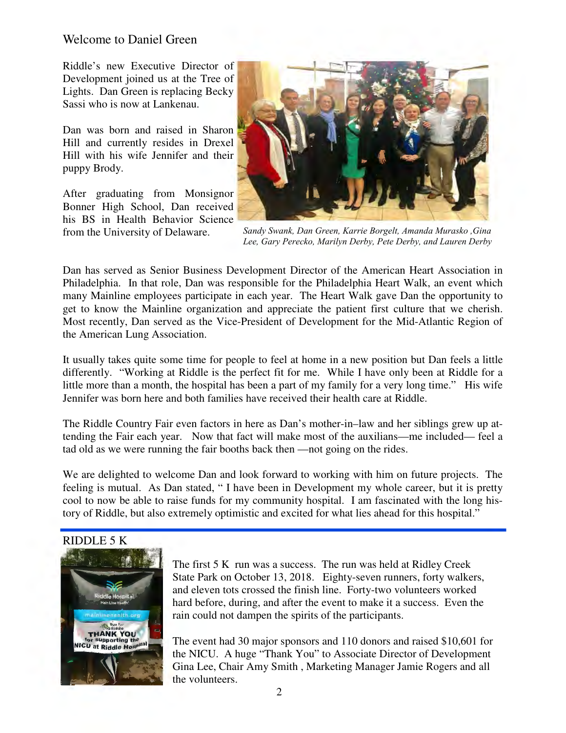## Welcome to Daniel Green

Riddle's new Executive Director of Development joined us at the Tree of Lights. Dan Green is replacing Becky Sassi who is now at Lankenau.

Dan was born and raised in Sharon Hill and currently resides in Drexel Hill with his wife Jennifer and their puppy Brody.

After graduating from Monsignor Bonner High School, Dan received his BS in Health Behavior Science from the University of Delaware.

*Sandy Swank, Dan Green, Karrie Borgelt, Amanda Murasko ,Gina Lee, Gary Perecko, Marilyn Derby, Pete Derby, and Lauren Derby*

Dan has served as Senior Business Development Director of the American Heart Association in Philadelphia. In that role, Dan was responsible for the Philadelphia Heart Walk, an event which many Mainline employees participate in each year. The Heart Walk gave Dan the opportunity to get to know the Mainline organization and appreciate the patient first culture that we cherish. Most recently, Dan served as the Vice-President of Development for the Mid-Atlantic Region of the American Lung Association.

It usually takes quite some time for people to feel at home in a new position but Dan feels a little differently. "Working at Riddle is the perfect fit for me. While I have only been at Riddle for a little more than a month, the hospital has been a part of my family for a very long time." His wife Jennifer was born here and both families have received their health care at Riddle.

The Riddle Country Fair even factors in here as Dan's mother-in–law and her siblings grew up attending the Fair each year. Now that fact will make most of the auxilians—me included— feel a tad old as we were running the fair booths back then —not going on the rides.

We are delighted to welcome Dan and look forward to working with him on future projects. The feeling is mutual. As Dan stated, " I have been in Development my whole career, but it is pretty cool to now be able to raise funds for my community hospital. I am fascinated with the long history of Riddle, but also extremely optimistic and excited for what lies ahead for this hospital."

---

## RIDDLE 5 K

The first 5 K run was a success. The run was held at Ridley Creek State Park on October 13, 2018. Eighty-seven runners, forty walkers, and eleven tots crossed the finish line. Forty-two volunteers worked hard before, during, and after the event to make it a success. Even the rain could not dampen the spirits of the participants.

The event had 30 major sponsors and 110 donors and raised $10,601 for the NICU. A huge "Thank You" to Associate Director of Development Gina Lee, Chair Amy Smith , Marketing Manager Jamie Rogers and all the volunteers.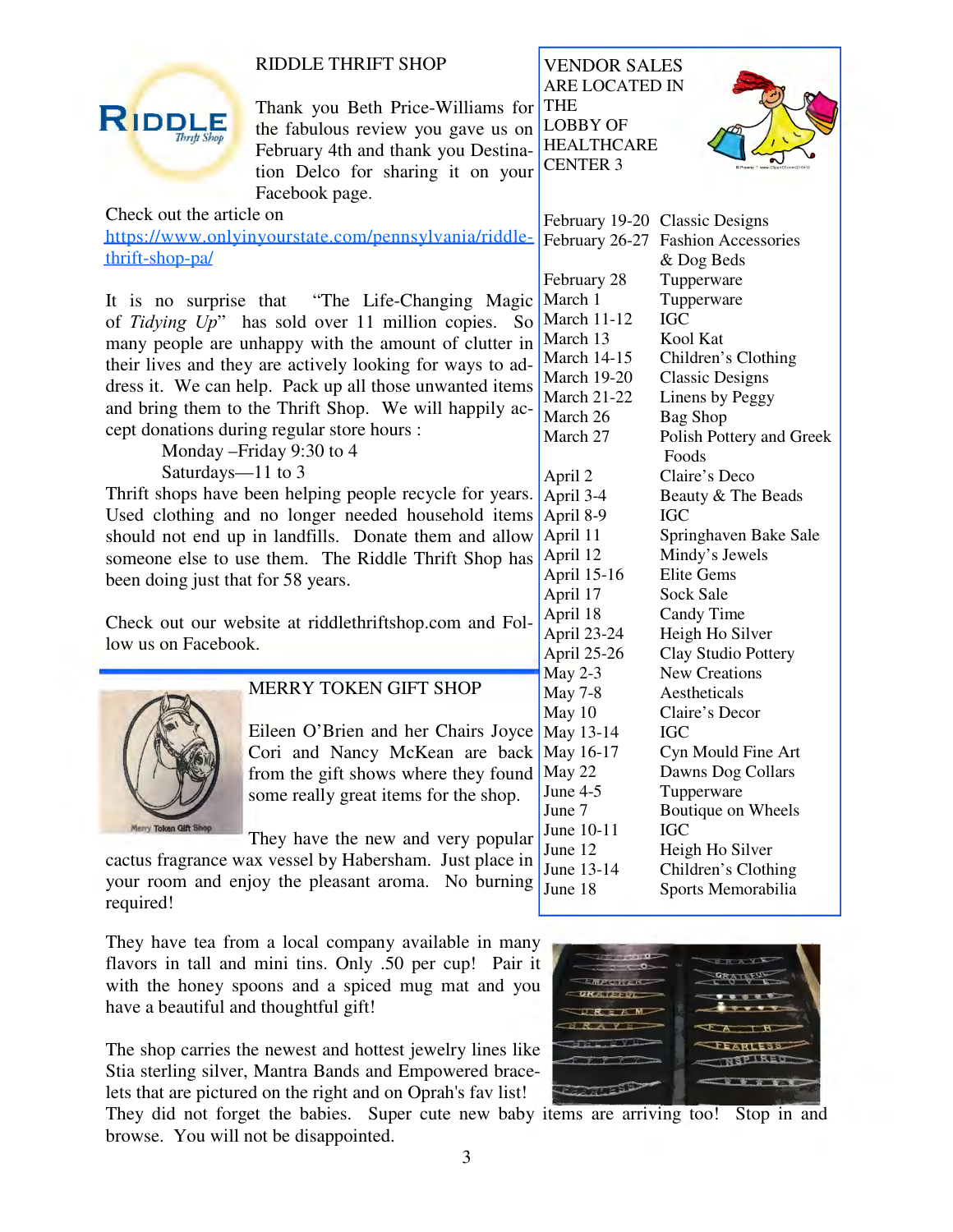## RIDDLE THRIFT SHOP

Thank you Beth Price-Williams for the fabulous review you gave us on February 4th and thank you Destination Delco for sharing it on your Facebook page.

Check out the article on https://www.onlyinyourstate.com/pennsylvania/riddle-thrift-shop-pa/

It is no surprise that "The Life-Changing Magic of *Tidying Up*" has sold over 11 million copies. So many people are unhappy with the amount of clutter in their lives and they are actively looking for ways to address it. We can help. Pack up all those unwanted items and bring them to the Thrift Shop. We will happily accept donations during regular store hours :

Monday –Friday 9:30 to 4
Saturdays—11 to 3

Thrift shops have been helping people recycle for years. Used clothing and no longer needed household items should not end up in landfills. Donate them and allow someone else to use them. The Riddle Thrift Shop has been doing just that for 58 years.

Check out our website at riddlethriftshop.com and Follow us on Facebook.

## MERRY TOKEN GIFT SHOP

Eileen O'Brien and her Chairs Joyce Cori and Nancy McKean are back from the gift shows where they found some really great items for the shop.

They have the new and very popular cactus fragrance wax vessel by Habersham. Just place in your room and enjoy the pleasant aroma. No burning required!

They have tea from a local company available in many flavors in tall and mini tins. Only .50 per cup! Pair it with the honey spoons and a spiced mug mat and you have a beautiful and thoughtful gift!

The shop carries the newest and hottest jewelry lines like Stia sterling silver, Mantra Bands and Empowered bracelets that are pictured on the right and on Oprah's fav list! They did not forget the babies. Super cute new baby items are arriving too! Stop in and browse. You will not be disappointed.

## VENDOR SALES ARE LOCATED IN THE LOBBY OF HEALTHCARE CENTER 3

| | |
|---|---|
| February 19-20 | Classic Designs |
| February 26-27 | Fashion Accessories & Dog Beds |
| February 28 | Tupperware |
| March 1 | Tupperware |
| March 11-12 | IGC |
| March 13 | Kool Kat |
| March 14-15 | Children's Clothing |
| March 19-20 | Classic Designs |
| March 21-22 | Linens by Peggy |
| March 26 | Bag Shop |
| March 27 | Polish Pottery and Greek Foods |
| April 2 | Claire's Deco |
| April 3-4 | Beauty & The Beads |
| April 8-9 | IGC |
| April 11 | Springhaven Bake Sale |
| April 12 | Mindy's Jewels |
| April 15-16 | Elite Gems |
| April 17 | Sock Sale |
| April 18 | Candy Time |
| April 23-24 | Heigh Ho Silver |
| April 25-26 | Clay Studio Pottery |
| May 2-3 | New Creations |
| May 7-8 | Aestheticals |
| May 10 | Claire's Decor |
| May 13-14 | IGC |
| May 16-17 | Cyn Mould Fine Art |
| May 22 | Dawns Dog Collars |
| June 4-5 | Tupperware |
| June 7 | Boutique on Wheels |
| June 10-11 | IGC |
| June 12 | Heigh Ho Silver |
| June 13-14 | Children's Clothing |
| June 18 | Sports Memorabilia |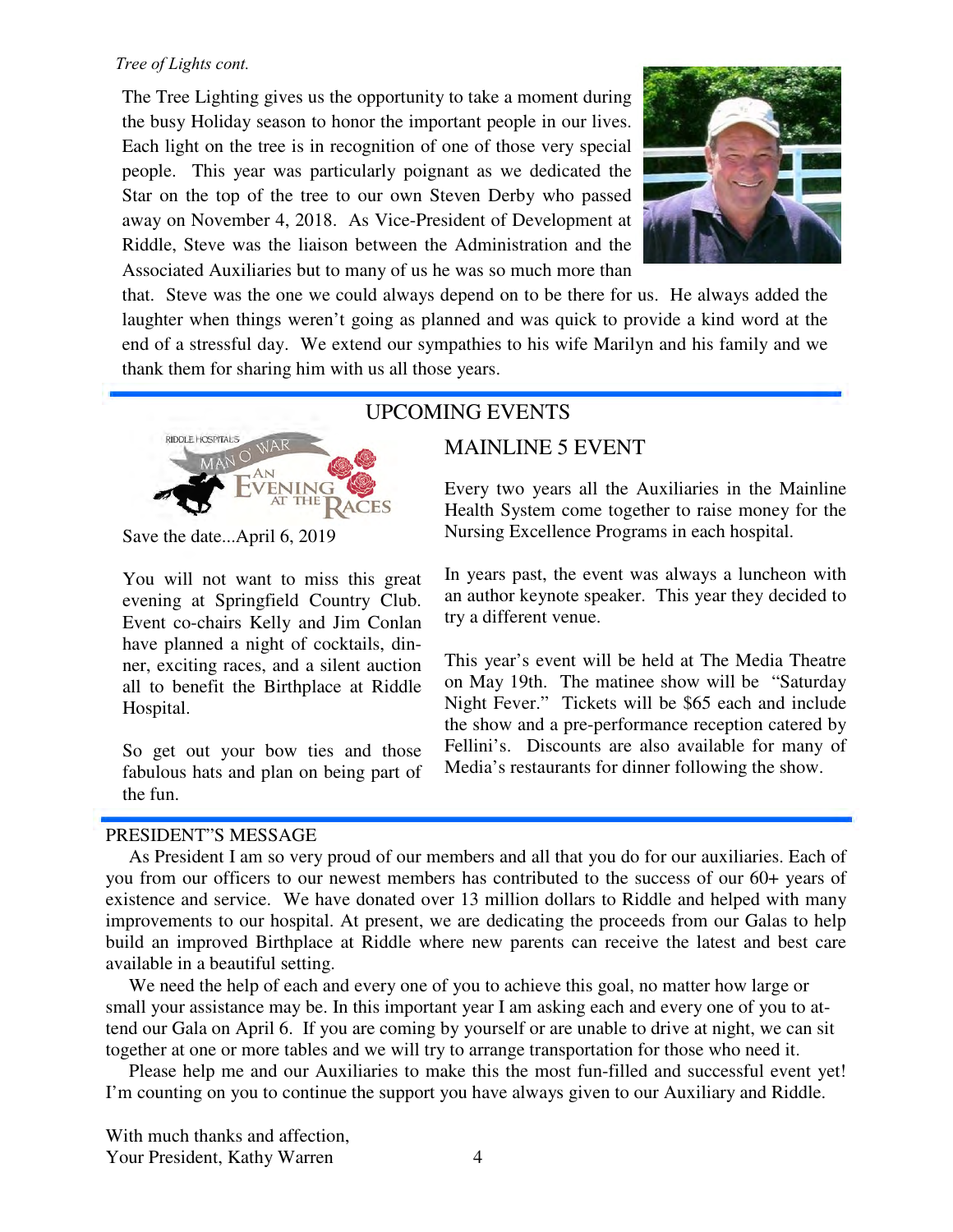*Tree of Lights cont.*

The Tree Lighting gives us the opportunity to take a moment during the busy Holiday season to honor the important people in our lives. Each light on the tree is in recognition of one of those very special people. This year was particularly poignant as we dedicated the Star on the top of the tree to our own Steven Derby who passed away on November 4, 2018. As Vice-President of Development at Riddle, Steve was the liaison between the Administration and the Associated Auxiliaries but to many of us he was so much more than that. Steve was the one we could always depend on to be there for us. He always added the laughter when things weren't going as planned and was quick to provide a kind word at the end of a stressful day. We extend our sympathies to his wife Marilyn and his family and we thank them for sharing him with us all those years.

## UPCOMING EVENTS

RIDDLE HOSPITAL'S MAN O' WAR AN EVENING AT THE RACES

Save the date...April 6, 2019

You will not want to miss this great evening at Springfield Country Club. Event co-chairs Kelly and Jim Conlan have planned a night of cocktails, dinner, exciting races, and a silent auction all to benefit the Birthplace at Riddle Hospital.

So get out your bow ties and those fabulous hats and plan on being part of the fun.

### MAINLINE 5 EVENT

Every two years all the Auxiliaries in the Mainline Health System come together to raise money for the Nursing Excellence Programs in each hospital.

In years past, the event was always a luncheon with an author keynote speaker. This year they decided to try a different venue.

This year's event will be held at The Media Theatre on May 19th. The matinee show will be "Saturday Night Fever." Tickets will be $65 each and include the show and a pre-performance reception catered by Fellini's. Discounts are also available for many of Media's restaurants for dinner following the show.

## PRESIDENT"S MESSAGE

As President I am so very proud of our members and all that you do for our auxiliaries. Each of you from our officers to our newest members has contributed to the success of our 60+ years of existence and service. We have donated over 13 million dollars to Riddle and helped with many improvements to our hospital. At present, we are dedicating the proceeds from our Galas to help build an improved Birthplace at Riddle where new parents can receive the latest and best care available in a beautiful setting.

We need the help of each and every one of you to achieve this goal, no matter how large or small your assistance may be. In this important year I am asking each and every one of you to attend our Gala on April 6. If you are coming by yourself or are unable to drive at night, we can sit together at one or more tables and we will try to arrange transportation for those who need it.

Please help me and our Auxiliaries to make this the most fun-filled and successful event yet! I'm counting on you to continue the support you have always given to our Auxiliary and Riddle.

With much thanks and affection,
Your President, Kathy Warren